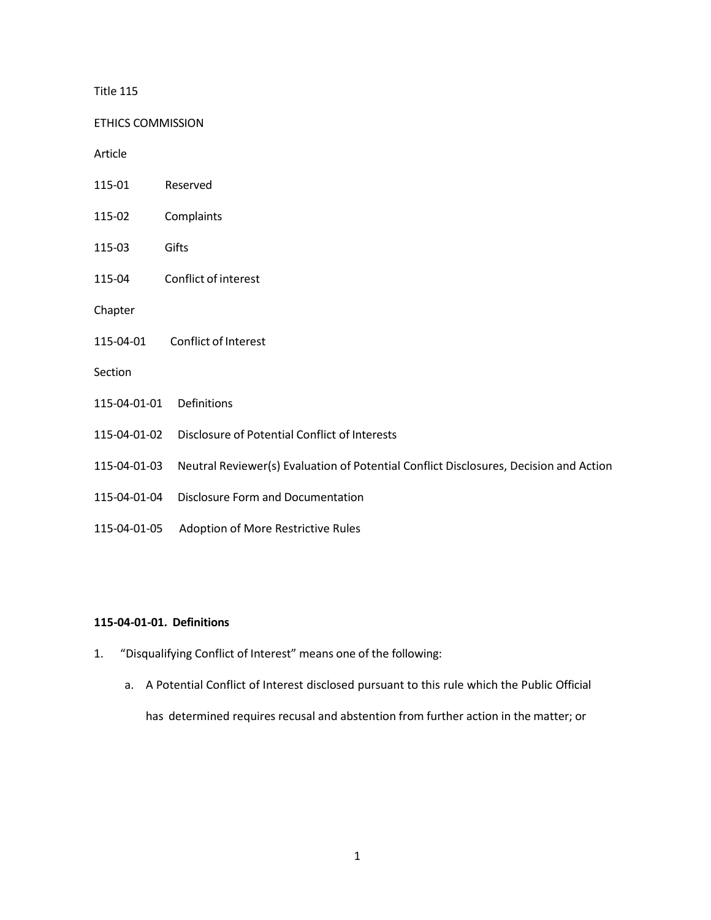Title 115

ETHICS COMMISSION

Article

115-01 Reserved

115-02 Complaints

115-03 Gifts

115-04 Conflict of interest

Chapter

115-04-01 Conflict of Interest

Section

115-04-01-01 Definitions

115-04-01-02 Disclosure of Potential Conflict of Interests

115-04-01-03 Neutral Reviewer(s) Evaluation of Potential Conflict Disclosures, Decision and Action

115-04-01-04 Disclosure Form and Documentation

115-04-01-05 Adoption of More Restrictive Rules

**115-04-01-01. Definitions**

1. "Disqualifying Conflict of Interest" means one of the following:

   a. A Potential Conflict of Interest disclosed pursuant to this rule which the Public Official has determined requires recusal and abstention from further action in the matter; or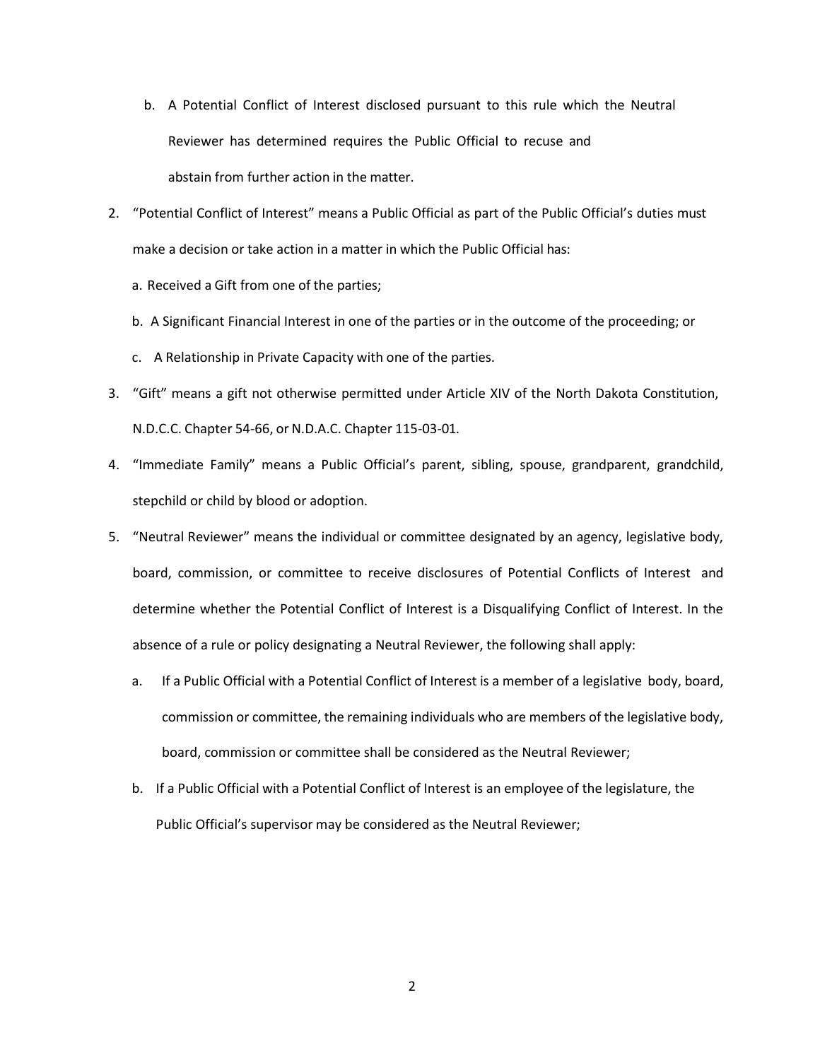b. A Potential Conflict of Interest disclosed pursuant to this rule which the Neutral Reviewer has determined requires the Public Official to recuse and abstain from further action in the matter.

2. "Potential Conflict of Interest" means a Public Official as part of the Public Official's duties must make a decision or take action in a matter in which the Public Official has:

   a. Received a Gift from one of the parties;

   b. A Significant Financial Interest in one of the parties or in the outcome of the proceeding; or

   c. A Relationship in Private Capacity with one of the parties.

3. "Gift" means a gift not otherwise permitted under Article XIV of the North Dakota Constitution, N.D.C.C. Chapter 54-66, or N.D.A.C. Chapter 115-03-01.

4. "Immediate Family" means a Public Official's parent, sibling, spouse, grandparent, grandchild, stepchild or child by blood or adoption.

5. "Neutral Reviewer" means the individual or committee designated by an agency, legislative body, board, commission, or committee to receive disclosures of Potential Conflicts of Interest and determine whether the Potential Conflict of Interest is a Disqualifying Conflict of Interest. In the absence of a rule or policy designating a Neutral Reviewer, the following shall apply:

   a. If a Public Official with a Potential Conflict of Interest is a member of a legislative body, board, commission or committee, the remaining individuals who are members of the legislative body, board, commission or committee shall be considered as the Neutral Reviewer;

   b. If a Public Official with a Potential Conflict of Interest is an employee of the legislature, the Public Official's supervisor may be considered as the Neutral Reviewer;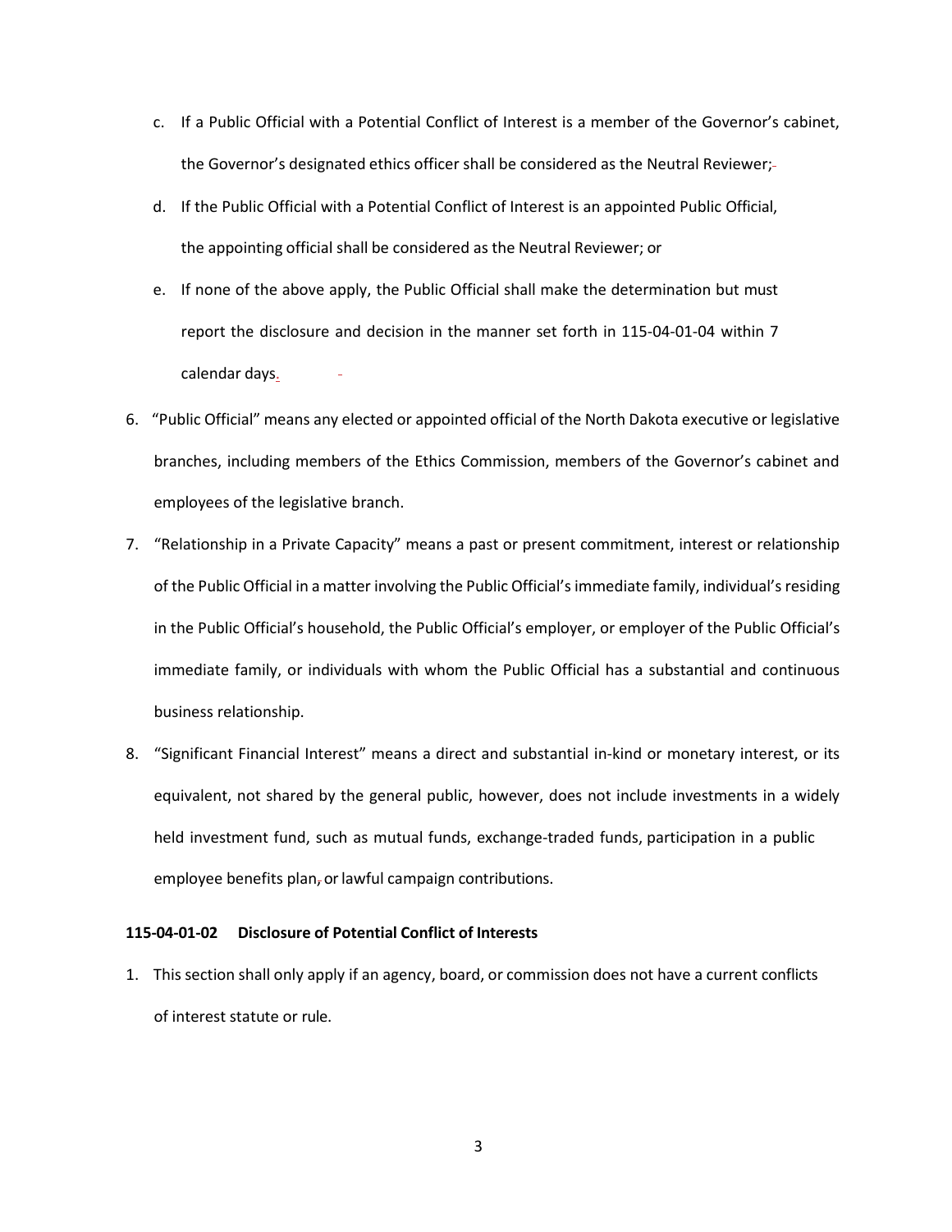c. If a Public Official with a Potential Conflict of Interest is a member of the Governor's cabinet, the Governor's designated ethics officer shall be considered as the Neutral Reviewer;

d. If the Public Official with a Potential Conflict of Interest is an appointed Public Official, the appointing official shall be considered as the Neutral Reviewer; or

e. If none of the above apply, the Public Official shall make the determination but must report the disclosure and decision in the manner set forth in 115-04-01-04 within 7 calendar days.

6. "Public Official" means any elected or appointed official of the North Dakota executive or legislative branches, including members of the Ethics Commission, members of the Governor's cabinet and employees of the legislative branch.

7. "Relationship in a Private Capacity" means a past or present commitment, interest or relationship of the Public Official in a matter involving the Public Official's immediate family, individual's residing in the Public Official's household, the Public Official's employer, or employer of the Public Official's immediate family, or individuals with whom the Public Official has a substantial and continuous business relationship.

8. "Significant Financial Interest" means a direct and substantial in-kind or monetary interest, or its equivalent, not shared by the general public, however, does not include investments in a widely held investment fund, such as mutual funds, exchange-traded funds, participation in a public employee benefits plan, or lawful campaign contributions.

**115-04-01-02 Disclosure of Potential Conflict of Interests**

1. This section shall only apply if an agency, board, or commission does not have a current conflicts of interest statute or rule.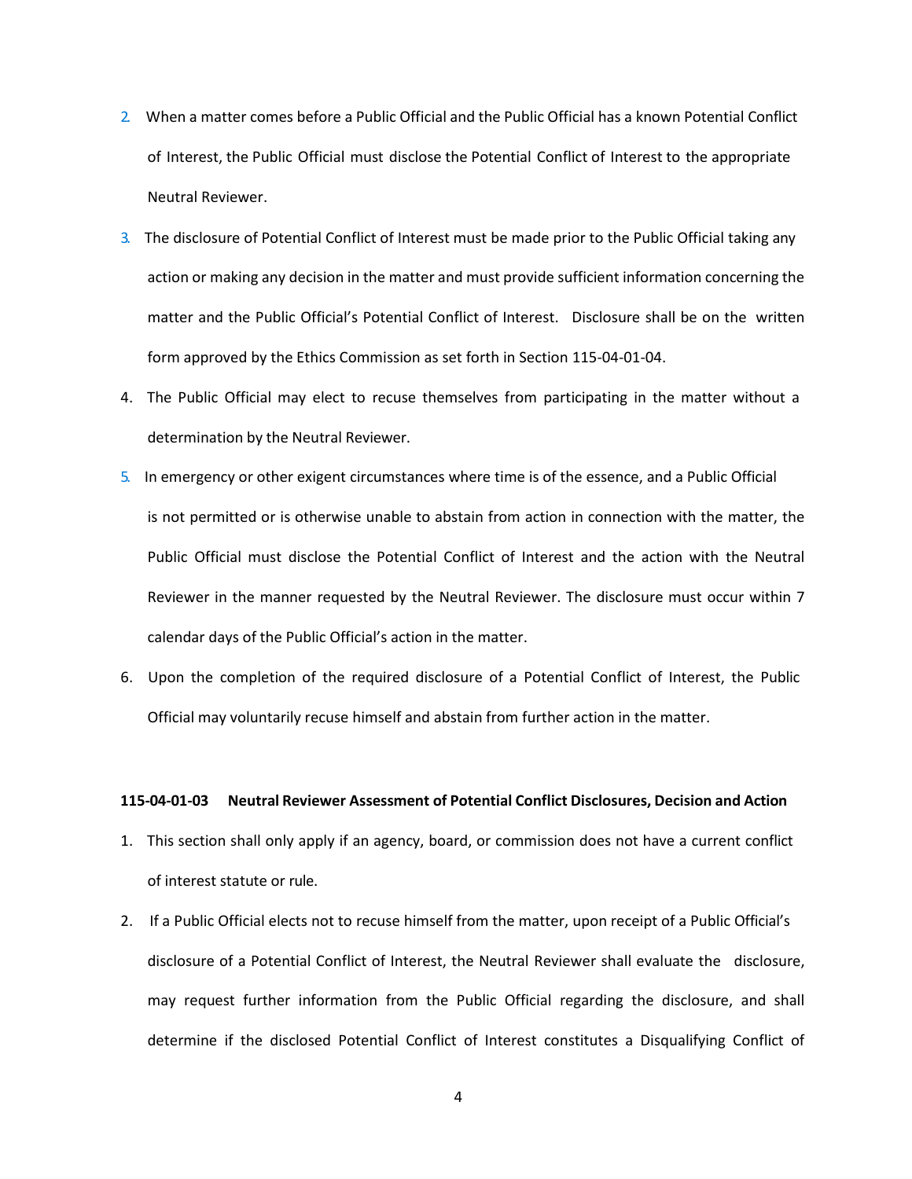2. When a matter comes before a Public Official and the Public Official has a known Potential Conflict of Interest, the Public Official must disclose the Potential Conflict of Interest to the appropriate Neutral Reviewer.

3. The disclosure of Potential Conflict of Interest must be made prior to the Public Official taking any action or making any decision in the matter and must provide sufficient information concerning the matter and the Public Official's Potential Conflict of Interest. Disclosure shall be on the written form approved by the Ethics Commission as set forth in Section 115-04-01-04.

4. The Public Official may elect to recuse themselves from participating in the matter without a determination by the Neutral Reviewer.

5. In emergency or other exigent circumstances where time is of the essence, and a Public Official is not permitted or is otherwise unable to abstain from action in connection with the matter, the Public Official must disclose the Potential Conflict of Interest and the action with the Neutral Reviewer in the manner requested by the Neutral Reviewer. The disclosure must occur within 7 calendar days of the Public Official's action in the matter.

6. Upon the completion of the required disclosure of a Potential Conflict of Interest, the Public Official may voluntarily recuse himself and abstain from further action in the matter.

**115-04-01-03 Neutral Reviewer Assessment of Potential Conflict Disclosures, Decision and Action**

1. This section shall only apply if an agency, board, or commission does not have a current conflict of interest statute or rule.

2. If a Public Official elects not to recuse himself from the matter, upon receipt of a Public Official's disclosure of a Potential Conflict of Interest, the Neutral Reviewer shall evaluate the disclosure, may request further information from the Public Official regarding the disclosure, and shall determine if the disclosed Potential Conflict of Interest constitutes a Disqualifying Conflict of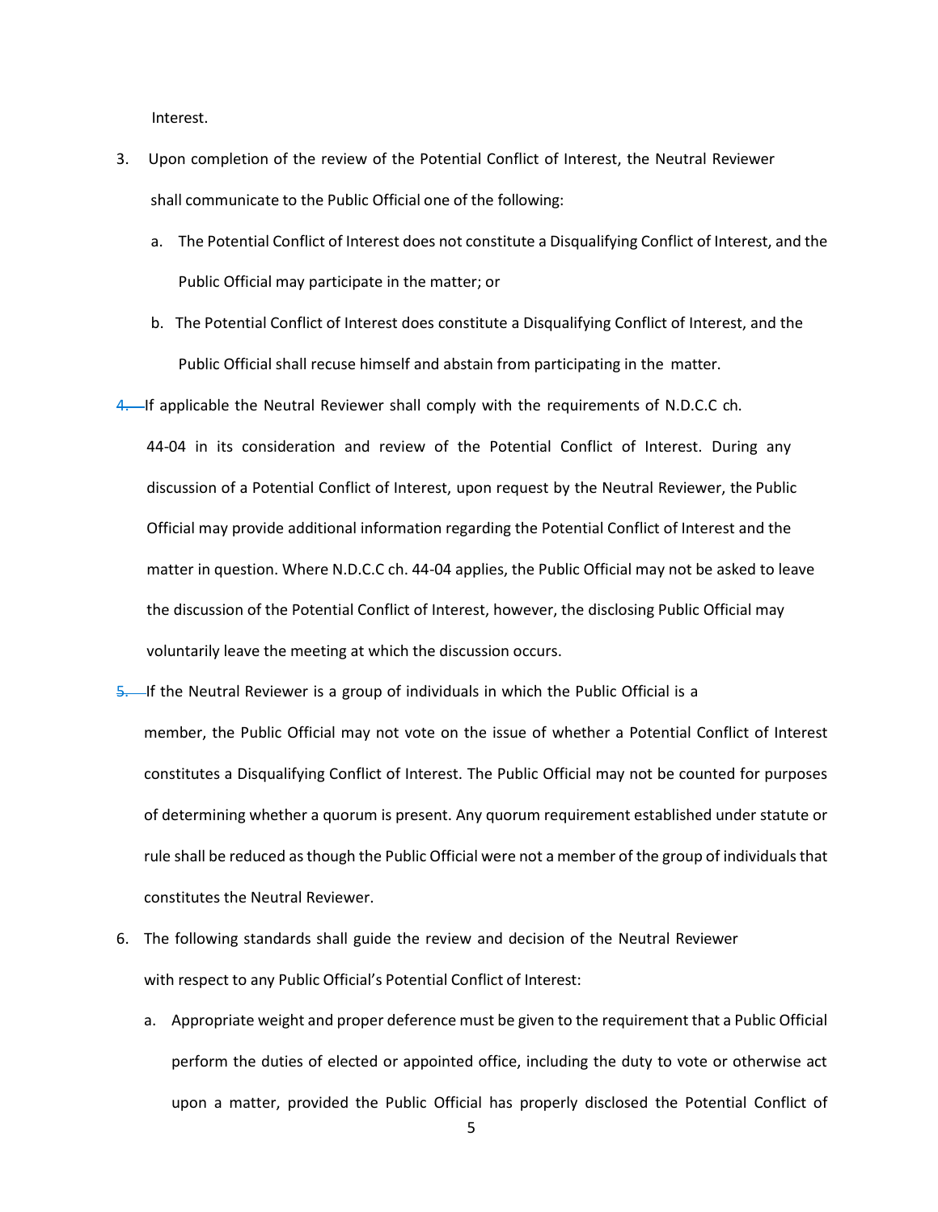Interest.

3. Upon completion of the review of the Potential Conflict of Interest, the Neutral Reviewer shall communicate to the Public Official one of the following:

   a. The Potential Conflict of Interest does not constitute a Disqualifying Conflict of Interest, and the Public Official may participate in the matter; or

   b. The Potential Conflict of Interest does constitute a Disqualifying Conflict of Interest, and the Public Official shall recuse himself and abstain from participating in the matter.

4. If applicable the Neutral Reviewer shall comply with the requirements of N.D.C.C ch. 44-04 in its consideration and review of the Potential Conflict of Interest. During any discussion of a Potential Conflict of Interest, upon request by the Neutral Reviewer, the Public Official may provide additional information regarding the Potential Conflict of Interest and the matter in question. Where N.D.C.C ch. 44-04 applies, the Public Official may not be asked to leave the discussion of the Potential Conflict of Interest, however, the disclosing Public Official may voluntarily leave the meeting at which the discussion occurs.

5. If the Neutral Reviewer is a group of individuals in which the Public Official is a member, the Public Official may not vote on the issue of whether a Potential Conflict of Interest constitutes a Disqualifying Conflict of Interest. The Public Official may not be counted for purposes of determining whether a quorum is present. Any quorum requirement established under statute or rule shall be reduced as though the Public Official were not a member of the group of individuals that constitutes the Neutral Reviewer.

6. The following standards shall guide the review and decision of the Neutral Reviewer with respect to any Public Official's Potential Conflict of Interest:

   a. Appropriate weight and proper deference must be given to the requirement that a Public Official perform the duties of elected or appointed office, including the duty to vote or otherwise act upon a matter, provided the Public Official has properly disclosed the Potential Conflict of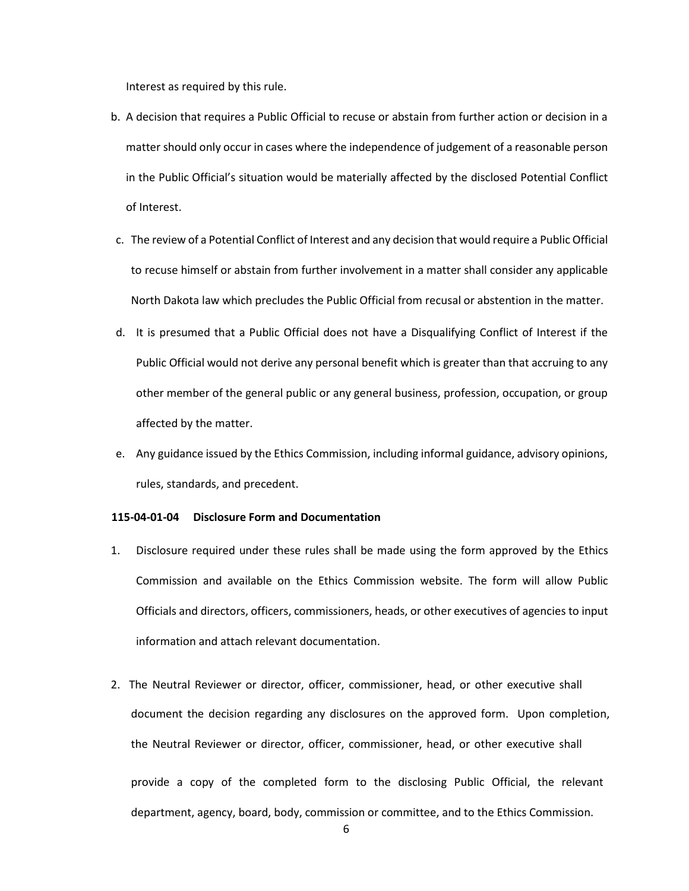Interest as required by this rule.

b. A decision that requires a Public Official to recuse or abstain from further action or decision in a matter should only occur in cases where the independence of judgement of a reasonable person in the Public Official's situation would be materially affected by the disclosed Potential Conflict of Interest.

c. The review of a Potential Conflict of Interest and any decision that would require a Public Official to recuse himself or abstain from further involvement in a matter shall consider any applicable North Dakota law which precludes the Public Official from recusal or abstention in the matter.

d. It is presumed that a Public Official does not have a Disqualifying Conflict of Interest if the Public Official would not derive any personal benefit which is greater than that accruing to any other member of the general public or any general business, profession, occupation, or group affected by the matter.

e. Any guidance issued by the Ethics Commission, including informal guidance, advisory opinions, rules, standards, and precedent.

**115-04-01-04 Disclosure Form and Documentation**

1. Disclosure required under these rules shall be made using the form approved by the Ethics Commission and available on the Ethics Commission website. The form will allow Public Officials and directors, officers, commissioners, heads, or other executives of agencies to input information and attach relevant documentation.

2. The Neutral Reviewer or director, officer, commissioner, head, or other executive shall document the decision regarding any disclosures on the approved form. Upon completion, the Neutral Reviewer or director, officer, commissioner, head, or other executive shall provide a copy of the completed form to the disclosing Public Official, the relevant department, agency, board, body, commission or committee, and to the Ethics Commission.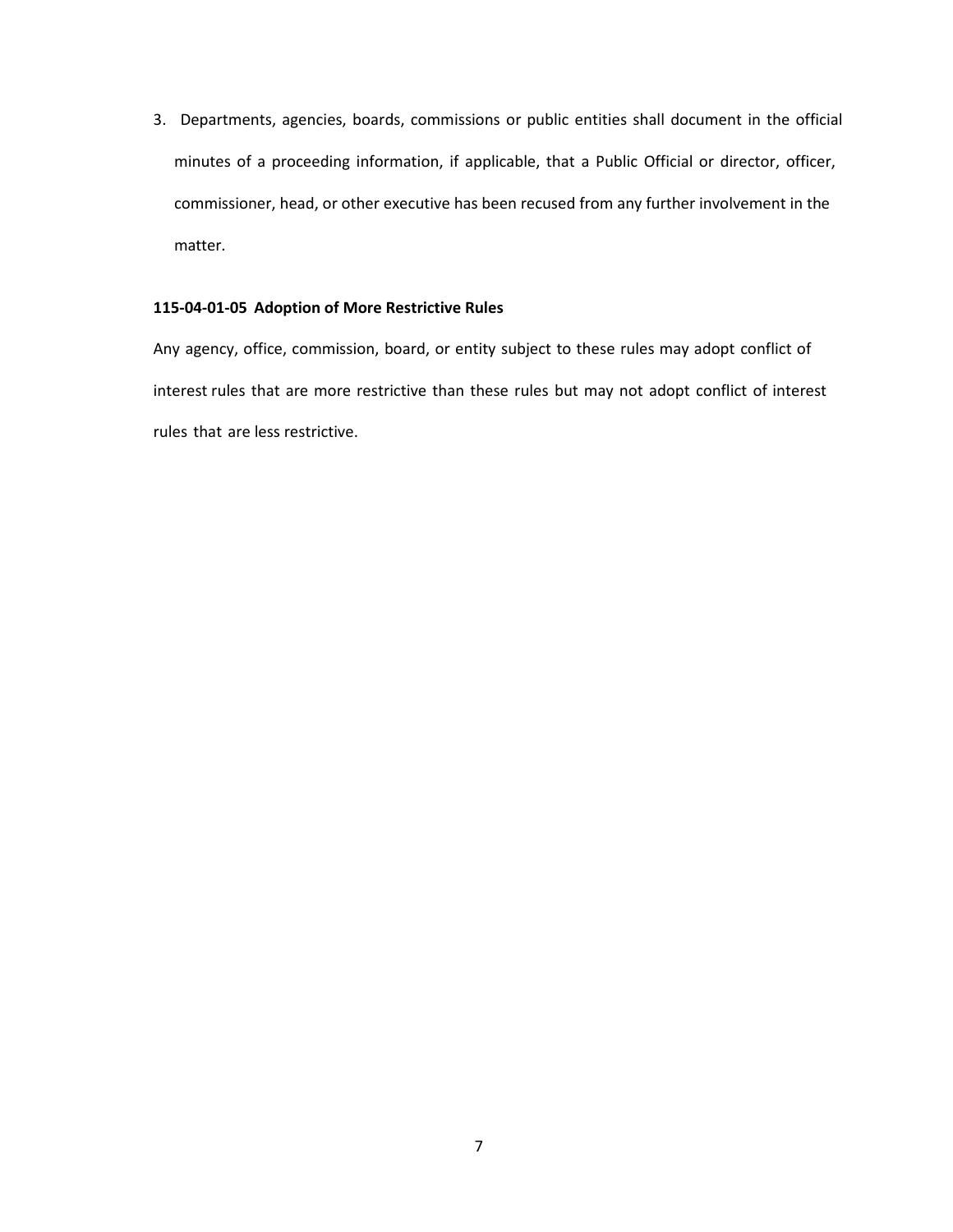3. Departments, agencies, boards, commissions or public entities shall document in the official minutes of a proceeding information, if applicable, that a Public Official or director, officer, commissioner, head, or other executive has been recused from any further involvement in the matter.

**115-04-01-05 Adoption of More Restrictive Rules**

Any agency, office, commission, board, or entity subject to these rules may adopt conflict of interest rules that are more restrictive than these rules but may not adopt conflict of interest rules that are less restrictive.